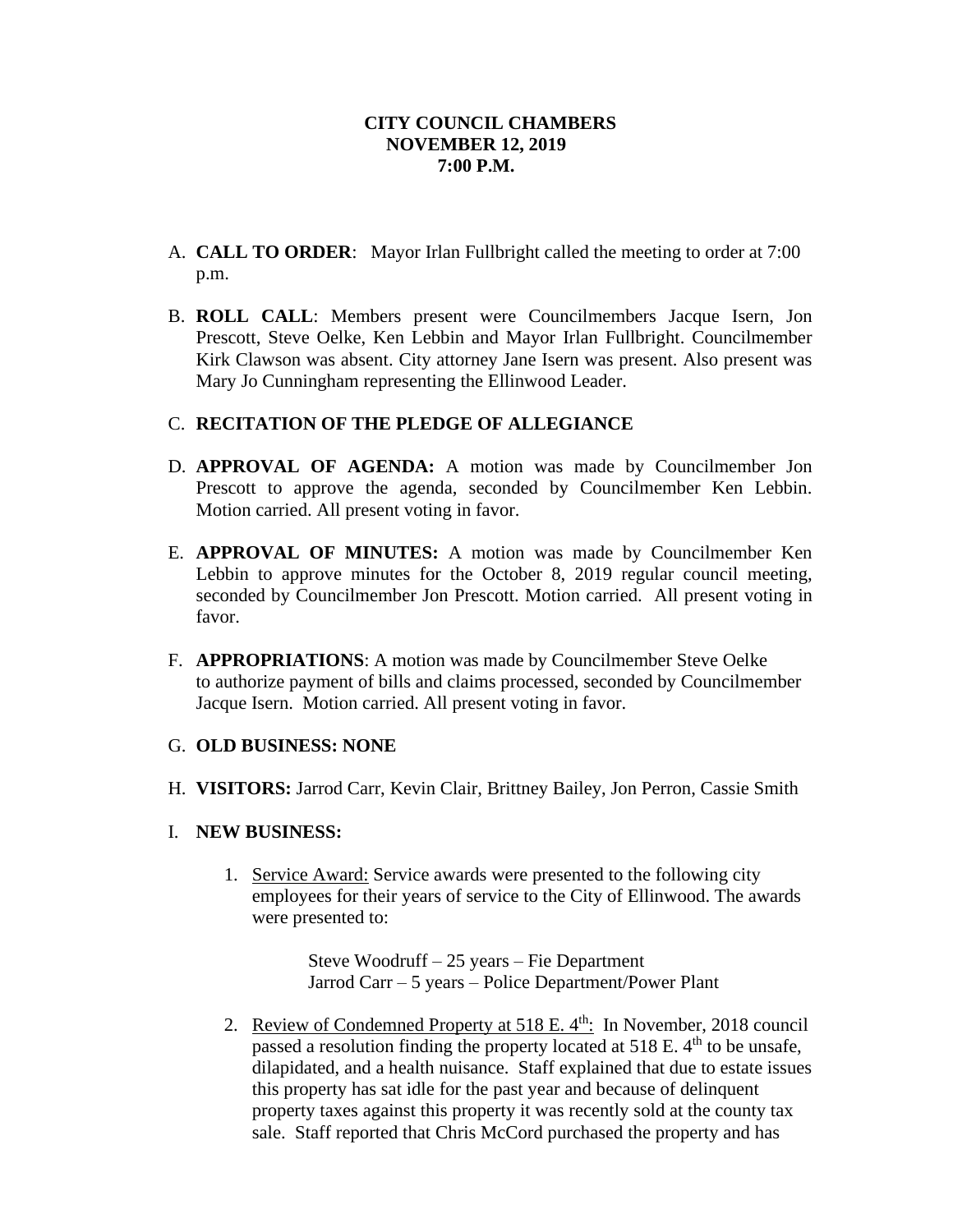**CITY COUNCIL CHAMBERS**
**NOVEMBER 12, 2019**
**7:00 P.M.**

A. **CALL TO ORDER**: Mayor Irlan Fullbright called the meeting to order at 7:00 p.m.

B. **ROLL CALL**: Members present were Councilmembers Jacque Isern, Jon Prescott, Steve Oelke, Ken Lebbin and Mayor Irlan Fullbright. Councilmember Kirk Clawson was absent. City attorney Jane Isern was present. Also present was Mary Jo Cunningham representing the Ellinwood Leader.

C. **RECITATION OF THE PLEDGE OF ALLEGIANCE**

D. **APPROVAL OF AGENDA:** A motion was made by Councilmember Jon Prescott to approve the agenda, seconded by Councilmember Ken Lebbin. Motion carried. All present voting in favor.

E. **APPROVAL OF MINUTES:** A motion was made by Councilmember Ken Lebbin to approve minutes for the October 8, 2019 regular council meeting, seconded by Councilmember Jon Prescott. Motion carried. All present voting in favor.

F. **APPROPRIATIONS**: A motion was made by Councilmember Steve Oelke to authorize payment of bills and claims processed, seconded by Councilmember Jacque Isern. Motion carried. All present voting in favor.

G. **OLD BUSINESS: NONE**

H. **VISITORS:** Jarrod Carr, Kevin Clair, Brittney Bailey, Jon Perron, Cassie Smith

I. **NEW BUSINESS:**

1. Service Award: Service awards were presented to the following city employees for their years of service to the City of Ellinwood. The awards were presented to:

   Steve Woodruff – 25 years – Fie Department
   Jarrod Carr – 5 years – Police Department/Power Plant

2. Review of Condemned Property at 518 E. 4th: In November, 2018 council passed a resolution finding the property located at 518 E. 4th to be unsafe, dilapidated, and a health nuisance. Staff explained that due to estate issues this property has sat idle for the past year and because of delinquent property taxes against this property it was recently sold at the county tax sale. Staff reported that Chris McCord purchased the property and has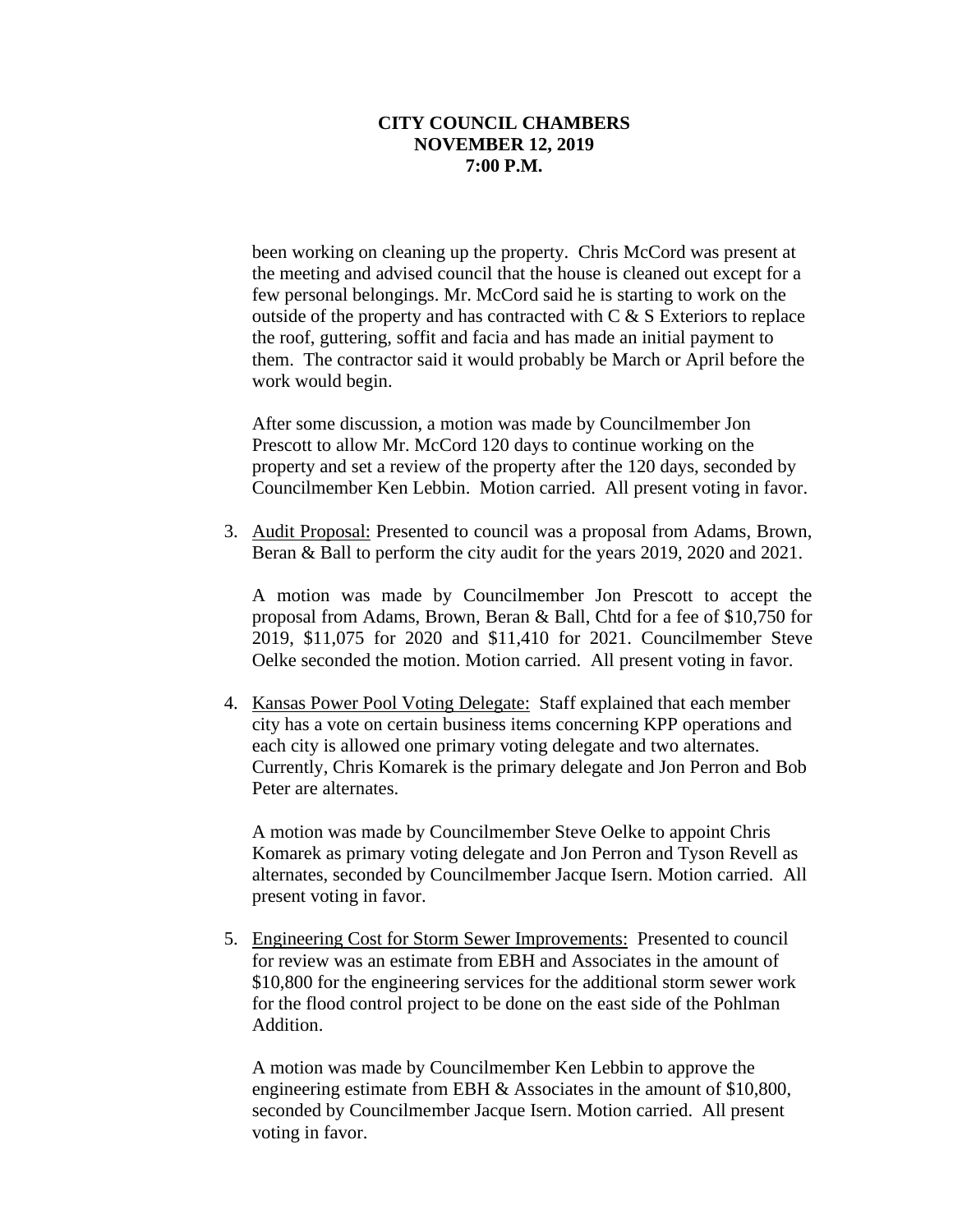**CITY COUNCIL CHAMBERS**
**NOVEMBER 12, 2019**
**7:00 P.M.**

been working on cleaning up the property. Chris McCord was present at the meeting and advised council that the house is cleaned out except for a few personal belongings. Mr. McCord said he is starting to work on the outside of the property and has contracted with C & S Exteriors to replace the roof, guttering, soffit and facia and has made an initial payment to them. The contractor said it would probably be March or April before the work would begin.

After some discussion, a motion was made by Councilmember Jon Prescott to allow Mr. McCord 120 days to continue working on the property and set a review of the property after the 120 days, seconded by Councilmember Ken Lebbin. Motion carried. All present voting in favor.

3. Audit Proposal: Presented to council was a proposal from Adams, Brown, Beran & Ball to perform the city audit for the years 2019, 2020 and 2021.

   A motion was made by Councilmember Jon Prescott to accept the proposal from Adams, Brown, Beran & Ball, Chtd for a fee of $10,750 for 2019, $11,075 for 2020 and $11,410 for 2021. Councilmember Steve Oelke seconded the motion. Motion carried. All present voting in favor.

4. Kansas Power Pool Voting Delegate: Staff explained that each member city has a vote on certain business items concerning KPP operations and each city is allowed one primary voting delegate and two alternates. Currently, Chris Komarek is the primary delegate and Jon Perron and Bob Peter are alternates.

   A motion was made by Councilmember Steve Oelke to appoint Chris Komarek as primary voting delegate and Jon Perron and Tyson Revell as alternates, seconded by Councilmember Jacque Isern. Motion carried. All present voting in favor.

5. Engineering Cost for Storm Sewer Improvements: Presented to council for review was an estimate from EBH and Associates in the amount of $10,800 for the engineering services for the additional storm sewer work for the flood control project to be done on the east side of the Pohlman Addition.

   A motion was made by Councilmember Ken Lebbin to approve the engineering estimate from EBH & Associates in the amount of $10,800, seconded by Councilmember Jacque Isern. Motion carried. All present voting in favor.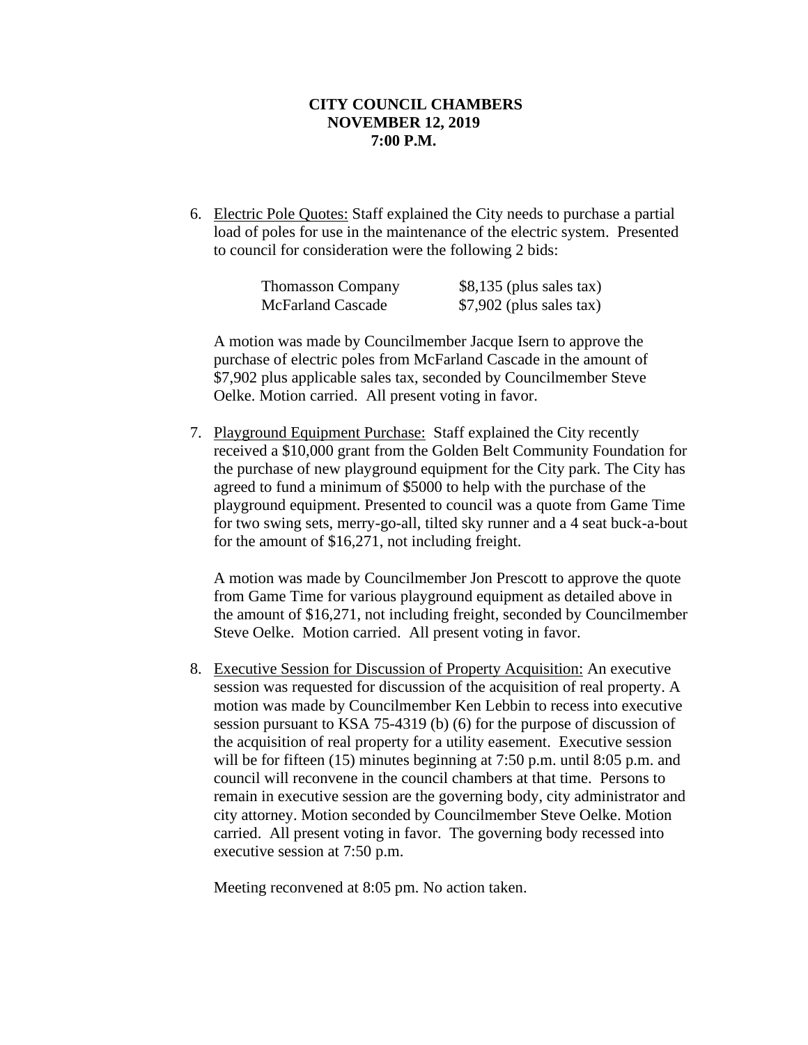**CITY COUNCIL CHAMBERS**
**NOVEMBER 12, 2019**
**7:00 P.M.**

6. Electric Pole Quotes: Staff explained the City needs to purchase a partial load of poles for use in the maintenance of the electric system. Presented to council for consideration were the following 2 bids:

   | | |
   |---|---|
   | Thomasson Company | $8,135 (plus sales tax) |
   | McFarland Cascade | $7,902 (plus sales tax) |

   A motion was made by Councilmember Jacque Isern to approve the purchase of electric poles from McFarland Cascade in the amount of $7,902 plus applicable sales tax, seconded by Councilmember Steve Oelke. Motion carried. All present voting in favor.

7. Playground Equipment Purchase: Staff explained the City recently received a $10,000 grant from the Golden Belt Community Foundation for the purchase of new playground equipment for the City park. The City has agreed to fund a minimum of $5000 to help with the purchase of the playground equipment. Presented to council was a quote from Game Time for two swing sets, merry-go-all, tilted sky runner and a 4 seat buck-a-bout for the amount of $16,271, not including freight.

   A motion was made by Councilmember Jon Prescott to approve the quote from Game Time for various playground equipment as detailed above in the amount of $16,271, not including freight, seconded by Councilmember Steve Oelke. Motion carried. All present voting in favor.

8. Executive Session for Discussion of Property Acquisition: An executive session was requested for discussion of the acquisition of real property. A motion was made by Councilmember Ken Lebbin to recess into executive session pursuant to KSA 75-4319 (b) (6) for the purpose of discussion of the acquisition of real property for a utility easement. Executive session will be for fifteen (15) minutes beginning at 7:50 p.m. until 8:05 p.m. and council will reconvene in the council chambers at that time. Persons to remain in executive session are the governing body, city administrator and city attorney. Motion seconded by Councilmember Steve Oelke. Motion carried. All present voting in favor. The governing body recessed into executive session at 7:50 p.m.

   Meeting reconvened at 8:05 pm. No action taken.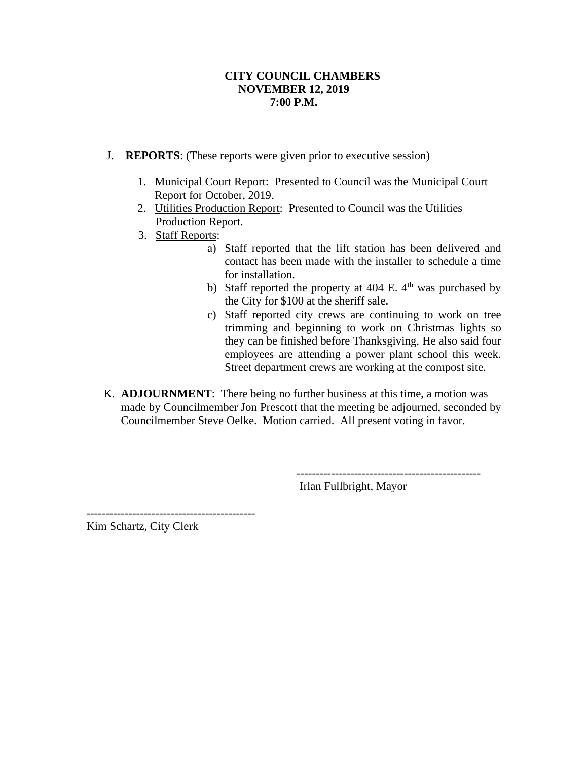**CITY COUNCIL CHAMBERS**
**NOVEMBER 12, 2019**
**7:00 P.M.**

J. **REPORTS**: (These reports were given prior to executive session)

1. Municipal Court Report: Presented to Council was the Municipal Court Report for October, 2019.
2. Utilities Production Report: Presented to Council was the Utilities Production Report.
3. Staff Reports:
   a) Staff reported that the lift station has been delivered and contact has been made with the installer to schedule a time for installation.
   b) Staff reported the property at 404 E. 4th was purchased by the City for $100 at the sheriff sale.
   c) Staff reported city crews are continuing to work on tree trimming and beginning to work on Christmas lights so they can be finished before Thanksgiving. He also said four employees are attending a power plant school this week. Street department crews are working at the compost site.

K. **ADJOURNMENT**: There being no further business at this time, a motion was made by Councilmember Jon Prescott that the meeting be adjourned, seconded by Councilmember Steve Oelke. Motion carried. All present voting in favor.

-----------------------------------------------
Irlan Fullbright, Mayor

--------------------------------------------
Kim Schartz, City Clerk